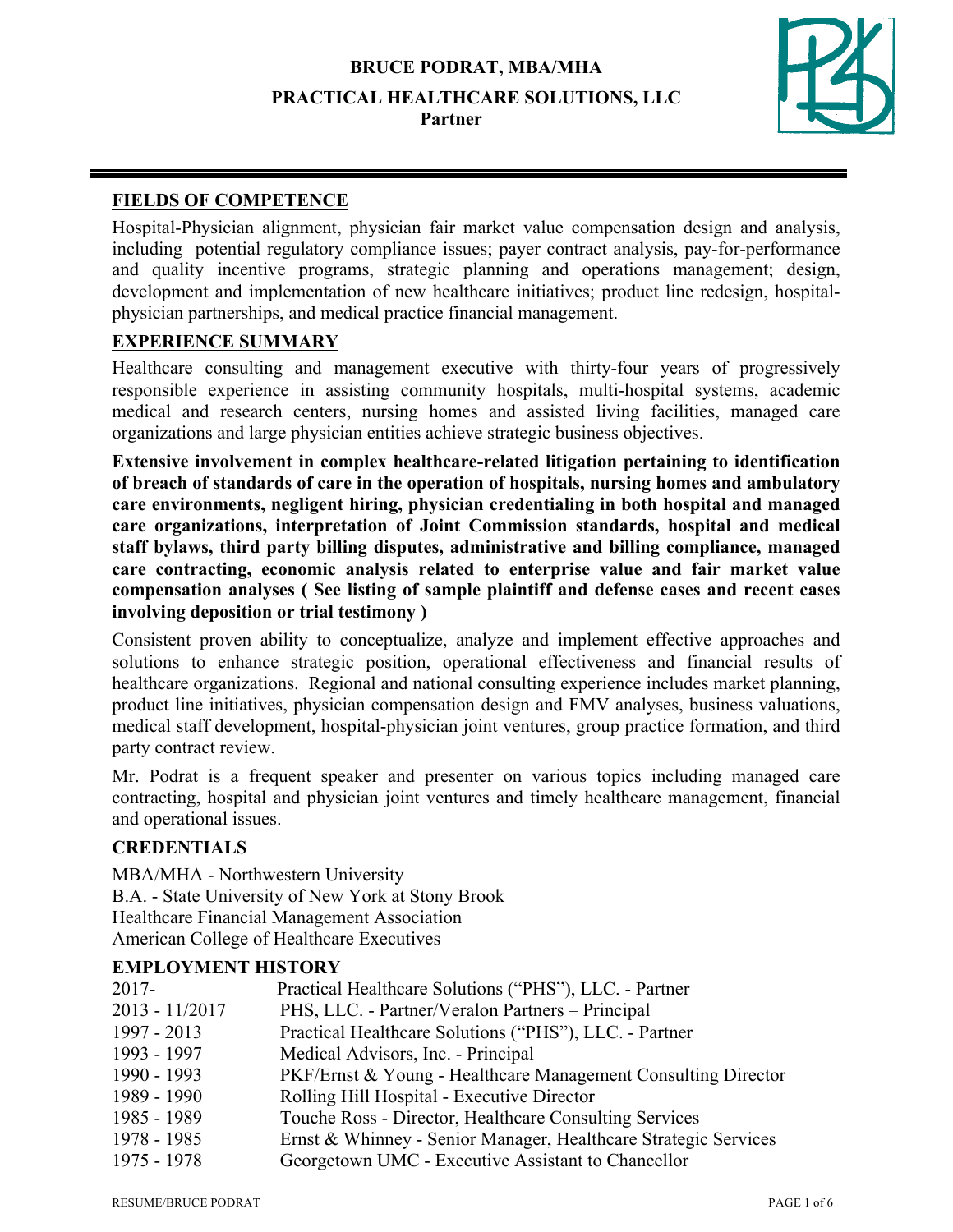# BRUCE PODRAT, MBA/MHA

## PRACTICAL HEALTHCARE SOLUTIONS, LLC

**Partner**

## FIELDS OF COMPETENCE

Hospital-Physician alignment, physician fair market value compensation design and analysis, including potential regulatory compliance issues; payer contract analysis, pay-for-performance and quality incentive programs, strategic planning and operations management; design, development and implementation of new healthcare initiatives; product line redesign, hospital-physician partnerships, and medical practice financial management.

## EXPERIENCE SUMMARY

Healthcare consulting and management executive with thirty-four years of progressively responsible experience in assisting community hospitals, multi-hospital systems, academic medical and research centers, nursing homes and assisted living facilities, managed care organizations and large physician entities achieve strategic business objectives.

**Extensive involvement in complex healthcare-related litigation pertaining to identification of breach of standards of care in the operation of hospitals, nursing homes and ambulatory care environments, negligent hiring, physician credentialing in both hospital and managed care organizations, interpretation of Joint Commission standards, hospital and medical staff bylaws, third party billing disputes, administrative and billing compliance, managed care contracting, economic analysis related to enterprise value and fair market value compensation analyses ( See listing of sample plaintiff and defense cases and recent cases involving deposition or trial testimony )**

Consistent proven ability to conceptualize, analyze and implement effective approaches and solutions to enhance strategic position, operational effectiveness and financial results of healthcare organizations. Regional and national consulting experience includes market planning, product line initiatives, physician compensation design and FMV analyses, business valuations, medical staff development, hospital-physician joint ventures, group practice formation, and third party contract review.

Mr. Podrat is a frequent speaker and presenter on various topics including managed care contracting, hospital and physician joint ventures and timely healthcare management, financial and operational issues.

## CREDENTIALS

MBA/MHA - Northwestern University
B.A. - State University of New York at Stony Brook
Healthcare Financial Management Association
American College of Healthcare Executives

## EMPLOYMENT HISTORY

| | |
|---|---|
| 2017- | Practical Healthcare Solutions ("PHS"), LLC. - Partner |
| 2013 - 11/2017 | PHS, LLC. - Partner/Veralon Partners – Principal |
| 1997 - 2013 | Practical Healthcare Solutions ("PHS"), LLC. - Partner |
| 1993 - 1997 | Medical Advisors, Inc. - Principal |
| 1990 - 1993 | PKF/Ernst & Young - Healthcare Management Consulting Director |
| 1989 - 1990 | Rolling Hill Hospital - Executive Director |
| 1985 - 1989 | Touche Ross - Director, Healthcare Consulting Services |
| 1978 - 1985 | Ernst & Whinney - Senior Manager, Healthcare Strategic Services |
| 1975 - 1978 | Georgetown UMC - Executive Assistant to Chancellor |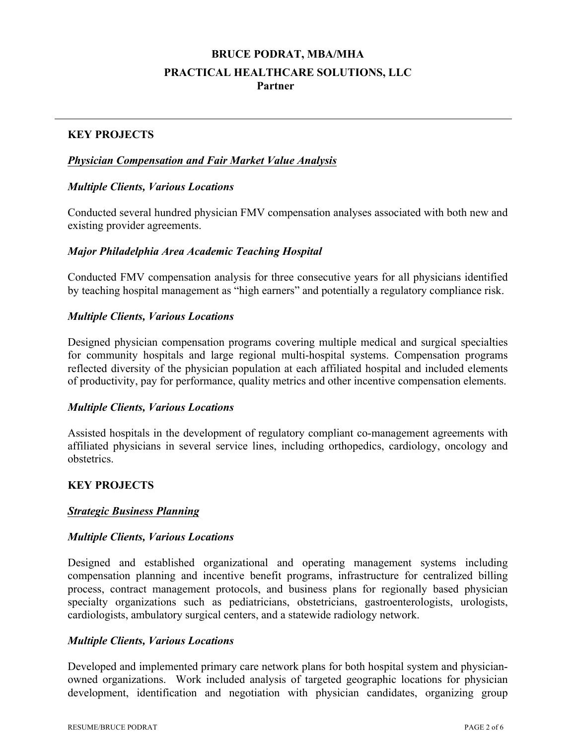# BRUCE PODRAT, MBA/MHA

## PRACTICAL HEALTHCARE SOLUTIONS, LLC

**Partner**

---

## KEY PROJECTS

### ***Physician Compensation and Fair Market Value Analysis***

***Multiple Clients, Various Locations***

Conducted several hundred physician FMV compensation analyses associated with both new and existing provider agreements.

***Major Philadelphia Area Academic Teaching Hospital***

Conducted FMV compensation analysis for three consecutive years for all physicians identified by teaching hospital management as "high earners" and potentially a regulatory compliance risk.

***Multiple Clients, Various Locations***

Designed physician compensation programs covering multiple medical and surgical specialties for community hospitals and large regional multi-hospital systems. Compensation programs reflected diversity of the physician population at each affiliated hospital and included elements of productivity, pay for performance, quality metrics and other incentive compensation elements.

***Multiple Clients, Various Locations***

Assisted hospitals in the development of regulatory compliant co-management agreements with affiliated physicians in several service lines, including orthopedics, cardiology, oncology and obstetrics.

## KEY PROJECTS

### ***Strategic Business Planning***

***Multiple Clients, Various Locations***

Designed and established organizational and operating management systems including compensation planning and incentive benefit programs, infrastructure for centralized billing process, contract management protocols, and business plans for regionally based physician specialty organizations such as pediatricians, obstetricians, gastroenterologists, urologists, cardiologists, ambulatory surgical centers, and a statewide radiology network.

***Multiple Clients, Various Locations***

Developed and implemented primary care network plans for both hospital system and physician-owned organizations. Work included analysis of targeted geographic locations for physician development, identification and negotiation with physician candidates, organizing group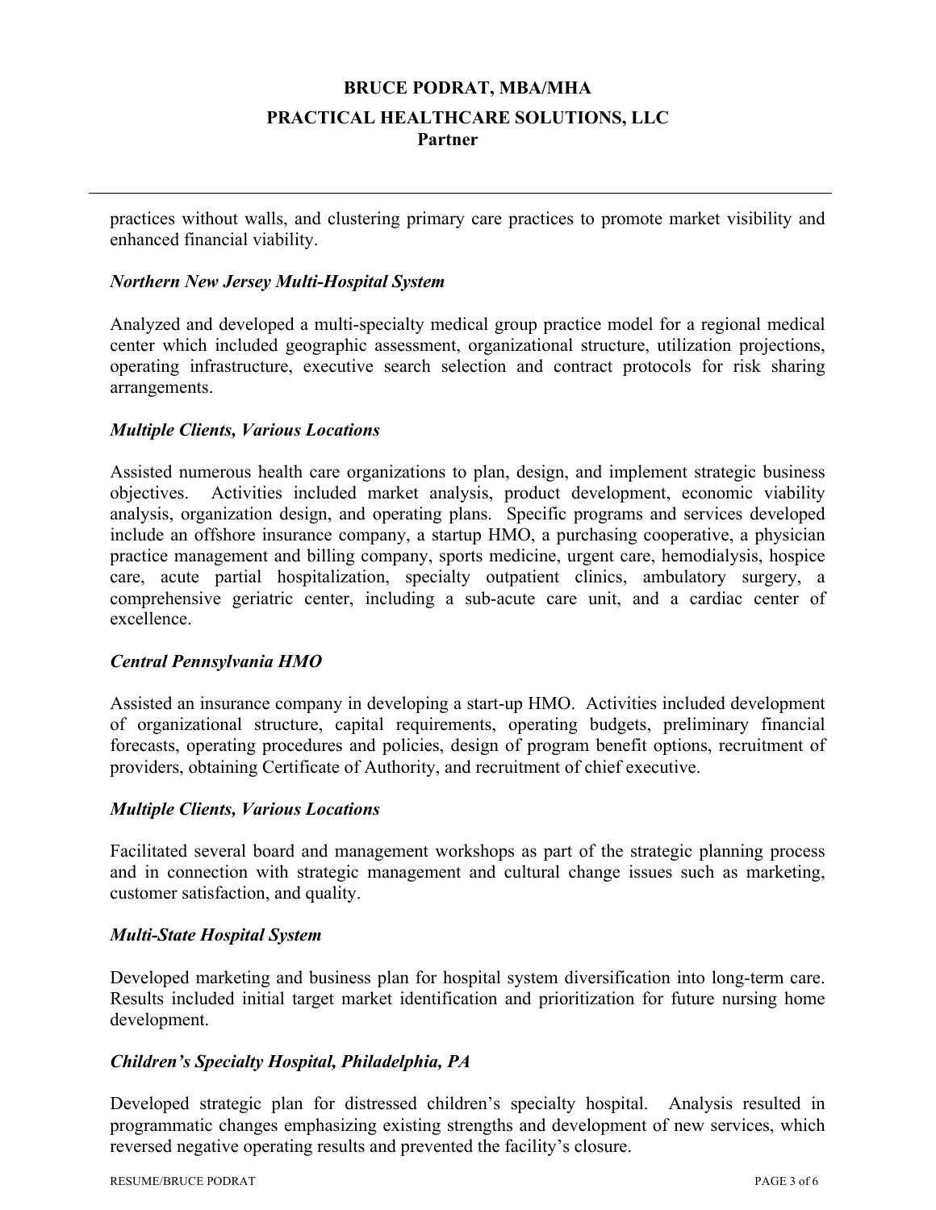practices without walls, and clustering primary care practices to promote market visibility and enhanced financial viability.

***Northern New Jersey Multi-Hospital System***

Analyzed and developed a multi-specialty medical group practice model for a regional medical center which included geographic assessment, organizational structure, utilization projections, operating infrastructure, executive search selection and contract protocols for risk sharing arrangements.

***Multiple Clients, Various Locations***

Assisted numerous health care organizations to plan, design, and implement strategic business objectives. Activities included market analysis, product development, economic viability analysis, organization design, and operating plans. Specific programs and services developed include an offshore insurance company, a startup HMO, a purchasing cooperative, a physician practice management and billing company, sports medicine, urgent care, hemodialysis, hospice care, acute partial hospitalization, specialty outpatient clinics, ambulatory surgery, a comprehensive geriatric center, including a sub-acute care unit, and a cardiac center of excellence.

***Central Pennsylvania HMO***

Assisted an insurance company in developing a start-up HMO. Activities included development of organizational structure, capital requirements, operating budgets, preliminary financial forecasts, operating procedures and policies, design of program benefit options, recruitment of providers, obtaining Certificate of Authority, and recruitment of chief executive.

***Multiple Clients, Various Locations***

Facilitated several board and management workshops as part of the strategic planning process and in connection with strategic management and cultural change issues such as marketing, customer satisfaction, and quality.

***Multi-State Hospital System***

Developed marketing and business plan for hospital system diversification into long-term care. Results included initial target market identification and prioritization for future nursing home development.

***Children's Specialty Hospital, Philadelphia, PA***

Developed strategic plan for distressed children's specialty hospital. Analysis resulted in programmatic changes emphasizing existing strengths and development of new services, which reversed negative operating results and prevented the facility's closure.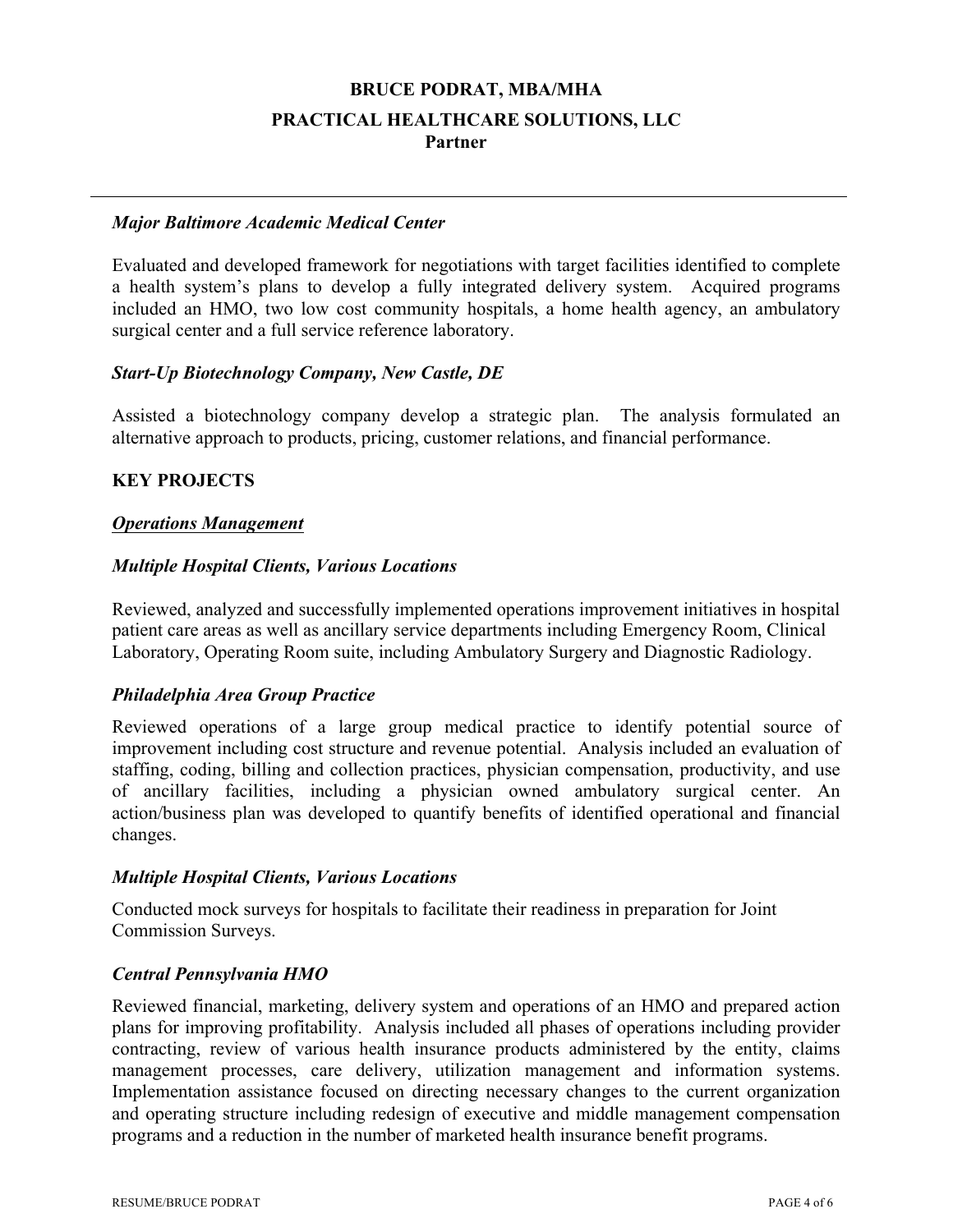**BRUCE PODRAT, MBA/MHA**

**PRACTICAL HEALTHCARE SOLUTIONS, LLC**

**Partner**

---

***Major Baltimore Academic Medical Center***

Evaluated and developed framework for negotiations with target facilities identified to complete a health system's plans to develop a fully integrated delivery system. Acquired programs included an HMO, two low cost community hospitals, a home health agency, an ambulatory surgical center and a full service reference laboratory.

***Start-Up Biotechnology Company, New Castle, DE***

Assisted a biotechnology company develop a strategic plan. The analysis formulated an alternative approach to products, pricing, customer relations, and financial performance.

## KEY PROJECTS

***<u>Operations Management</u>***

***Multiple Hospital Clients, Various Locations***

Reviewed, analyzed and successfully implemented operations improvement initiatives in hospital patient care areas as well as ancillary service departments including Emergency Room, Clinical Laboratory, Operating Room suite, including Ambulatory Surgery and Diagnostic Radiology.

***Philadelphia Area Group Practice***

Reviewed operations of a large group medical practice to identify potential source of improvement including cost structure and revenue potential. Analysis included an evaluation of staffing, coding, billing and collection practices, physician compensation, productivity, and use of ancillary facilities, including a physician owned ambulatory surgical center. An action/business plan was developed to quantify benefits of identified operational and financial changes.

***Multiple Hospital Clients, Various Locations***

Conducted mock surveys for hospitals to facilitate their readiness in preparation for Joint Commission Surveys.

***Central Pennsylvania HMO***

Reviewed financial, marketing, delivery system and operations of an HMO and prepared action plans for improving profitability. Analysis included all phases of operations including provider contracting, review of various health insurance products administered by the entity, claims management processes, care delivery, utilization management and information systems. Implementation assistance focused on directing necessary changes to the current organization and operating structure including redesign of executive and middle management compensation programs and a reduction in the number of marketed health insurance benefit programs.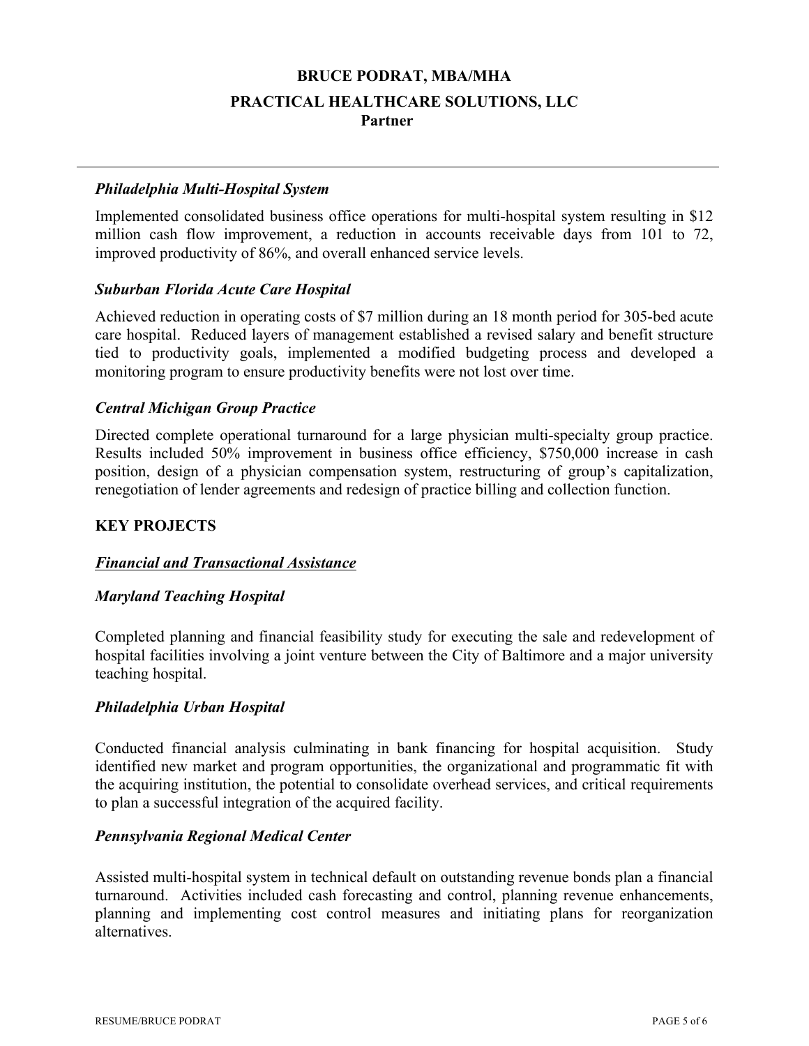### *Philadelphia Multi-Hospital System*

Implemented consolidated business office operations for multi-hospital system resulting in $12 million cash flow improvement, a reduction in accounts receivable days from 101 to 72, improved productivity of 86%, and overall enhanced service levels.

### *Suburban Florida Acute Care Hospital*

Achieved reduction in operating costs of $7 million during an 18 month period for 305-bed acute care hospital. Reduced layers of management established a revised salary and benefit structure tied to productivity goals, implemented a modified budgeting process and developed a monitoring program to ensure productivity benefits were not lost over time.

### *Central Michigan Group Practice*

Directed complete operational turnaround for a large physician multi-specialty group practice. Results included 50% improvement in business office efficiency, $750,000 increase in cash position, design of a physician compensation system, restructuring of group's capitalization, renegotiation of lender agreements and redesign of practice billing and collection function.

## KEY PROJECTS

### ***<u>Financial and Transactional Assistance</u>***

### *Maryland Teaching Hospital*

Completed planning and financial feasibility study for executing the sale and redevelopment of hospital facilities involving a joint venture between the City of Baltimore and a major university teaching hospital.

### *Philadelphia Urban Hospital*

Conducted financial analysis culminating in bank financing for hospital acquisition. Study identified new market and program opportunities, the organizational and programmatic fit with the acquiring institution, the potential to consolidate overhead services, and critical requirements to plan a successful integration of the acquired facility.

### *Pennsylvania Regional Medical Center*

Assisted multi-hospital system in technical default on outstanding revenue bonds plan a financial turnaround. Activities included cash forecasting and control, planning revenue enhancements, planning and implementing cost control measures and initiating plans for reorganization alternatives.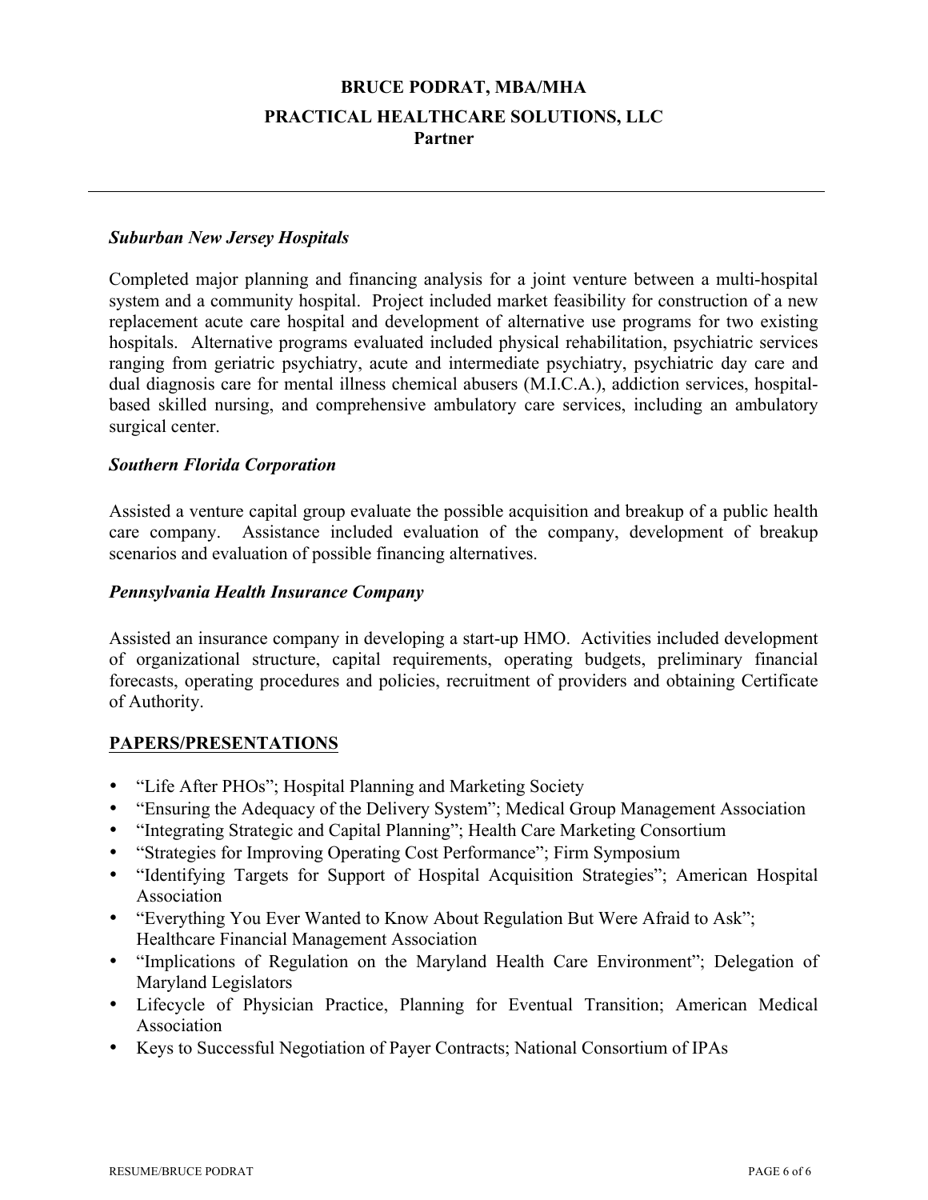**BRUCE PODRAT, MBA/MHA**

**PRACTICAL HEALTHCARE SOLUTIONS, LLC**

**Partner**

---

***Suburban New Jersey Hospitals***

Completed major planning and financing analysis for a joint venture between a multi-hospital system and a community hospital. Project included market feasibility for construction of a new replacement acute care hospital and development of alternative use programs for two existing hospitals. Alternative programs evaluated included physical rehabilitation, psychiatric services ranging from geriatric psychiatry, acute and intermediate psychiatry, psychiatric day care and dual diagnosis care for mental illness chemical abusers (M.I.C.A.), addiction services, hospital-based skilled nursing, and comprehensive ambulatory care services, including an ambulatory surgical center.

***Southern Florida Corporation***

Assisted a venture capital group evaluate the possible acquisition and breakup of a public health care company. Assistance included evaluation of the company, development of breakup scenarios and evaluation of possible financing alternatives.

***Pennsylvania Health Insurance Company***

Assisted an insurance company in developing a start-up HMO. Activities included development of organizational structure, capital requirements, operating budgets, preliminary financial forecasts, operating procedures and policies, recruitment of providers and obtaining Certificate of Authority.

## PAPERS/PRESENTATIONS

- "Life After PHOs"; Hospital Planning and Marketing Society
- "Ensuring the Adequacy of the Delivery System"; Medical Group Management Association
- "Integrating Strategic and Capital Planning"; Health Care Marketing Consortium
- "Strategies for Improving Operating Cost Performance"; Firm Symposium
- "Identifying Targets for Support of Hospital Acquisition Strategies"; American Hospital Association
- "Everything You Ever Wanted to Know About Regulation But Were Afraid to Ask"; Healthcare Financial Management Association
- "Implications of Regulation on the Maryland Health Care Environment"; Delegation of Maryland Legislators
- Lifecycle of Physician Practice, Planning for Eventual Transition; American Medical Association
- Keys to Successful Negotiation of Payer Contracts; National Consortium of IPAs